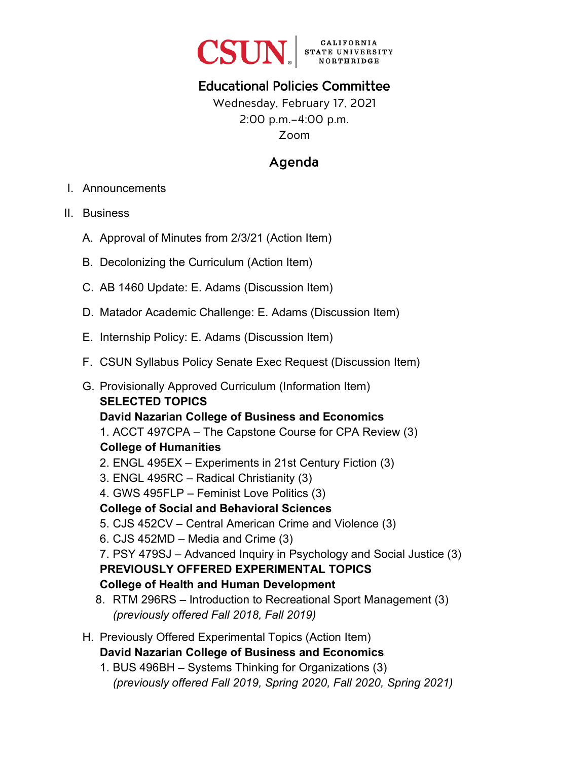CSUN | CALIFORNIA STATE UNIVERSITY NORTHRIDGE

# Educational Policies Committee

Wednesday, February 17, 2021
2:00 p.m.–4:00 p.m.
Zoom

## Agenda

I. Announcements

II. Business

A. Approval of Minutes from 2/3/21 (Action Item)

B. Decolonizing the Curriculum (Action Item)

C. AB 1460 Update: E. Adams (Discussion Item)

D. Matador Academic Challenge: E. Adams (Discussion Item)

E. Internship Policy: E. Adams (Discussion Item)

F. CSUN Syllabus Policy Senate Exec Request (Discussion Item)

G. Provisionally Approved Curriculum (Information Item)

**SELECTED TOPICS**

**David Nazarian College of Business and Economics**

1. ACCT 497CPA – The Capstone Course for CPA Review (3)

**College of Humanities**

2. ENGL 495EX – Experiments in 21st Century Fiction (3)
3. ENGL 495RC – Radical Christianity (3)
4. GWS 495FLP – Feminist Love Politics (3)

**College of Social and Behavioral Sciences**

5. CJS 452CV – Central American Crime and Violence (3)
6. CJS 452MD – Media and Crime (3)
7. PSY 479SJ – Advanced Inquiry in Psychology and Social Justice (3)

**PREVIOUSLY OFFERED EXPERIMENTAL TOPICS**

**College of Health and Human Development**

8. RTM 296RS – Introduction to Recreational Sport Management (3)
*(previously offered Fall 2018, Fall 2019)*

H. Previously Offered Experimental Topics (Action Item)

**David Nazarian College of Business and Economics**

1. BUS 496BH – Systems Thinking for Organizations (3)
*(previously offered Fall 2019, Spring 2020, Fall 2020, Spring 2021)*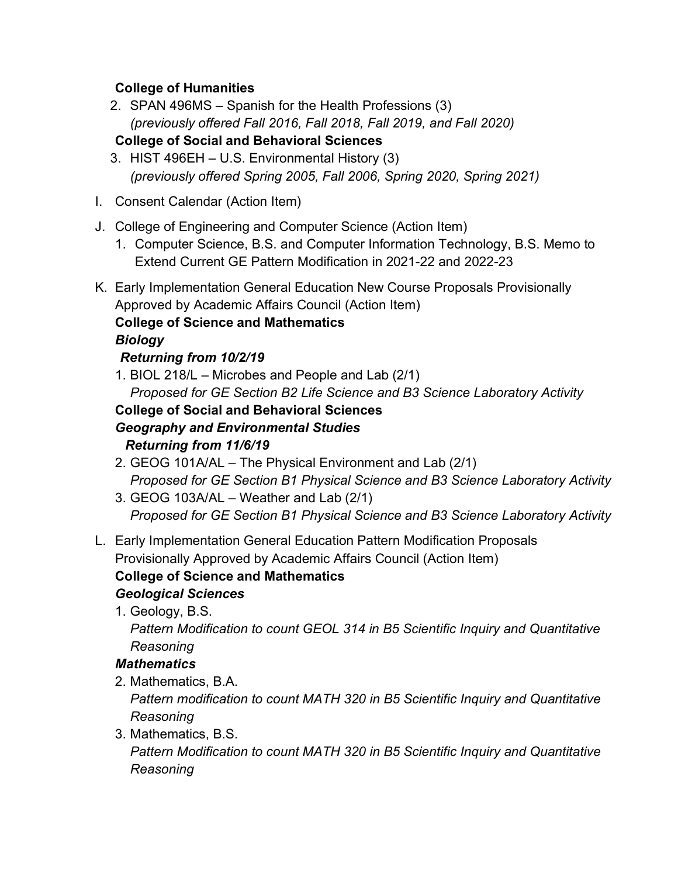**College of Humanities**

2. SPAN 496MS – Spanish for the Health Professions (3)
   *(previously offered Fall 2016, Fall 2018, Fall 2019, and Fall 2020)*

**College of Social and Behavioral Sciences**

3. HIST 496EH – U.S. Environmental History (3)
   *(previously offered Spring 2005, Fall 2006, Spring 2020, Spring 2021)*

I. Consent Calendar (Action Item)

J. College of Engineering and Computer Science (Action Item)
   1. Computer Science, B.S. and Computer Information Technology, B.S. Memo to Extend Current GE Pattern Modification in 2021-22 and 2022-23

K. Early Implementation General Education New Course Proposals Provisionally Approved by Academic Affairs Council (Action Item)

   **College of Science and Mathematics**

   ***Biology***

   ***Returning from 10/2/19***

   1. BIOL 218/L – Microbes and People and Lab (2/1)
      *Proposed for GE Section B2 Life Science and B3 Science Laboratory Activity*

   **College of Social and Behavioral Sciences**

   ***Geography and Environmental Studies***

   ***Returning from 11/6/19***

   2. GEOG 101A/AL – The Physical Environment and Lab (2/1)
      *Proposed for GE Section B1 Physical Science and B3 Science Laboratory Activity*
   3. GEOG 103A/AL – Weather and Lab (2/1)
      *Proposed for GE Section B1 Physical Science and B3 Science Laboratory Activity*

L. Early Implementation General Education Pattern Modification Proposals Provisionally Approved by Academic Affairs Council (Action Item)

   **College of Science and Mathematics**

   ***Geological Sciences***

   1. Geology, B.S.
      *Pattern Modification to count GEOL 314 in B5 Scientific Inquiry and Quantitative Reasoning*

   ***Mathematics***

   2. Mathematics, B.A.
      *Pattern modification to count MATH 320 in B5 Scientific Inquiry and Quantitative Reasoning*
   3. Mathematics, B.S.
      *Pattern Modification to count MATH 320 in B5 Scientific Inquiry and Quantitative Reasoning*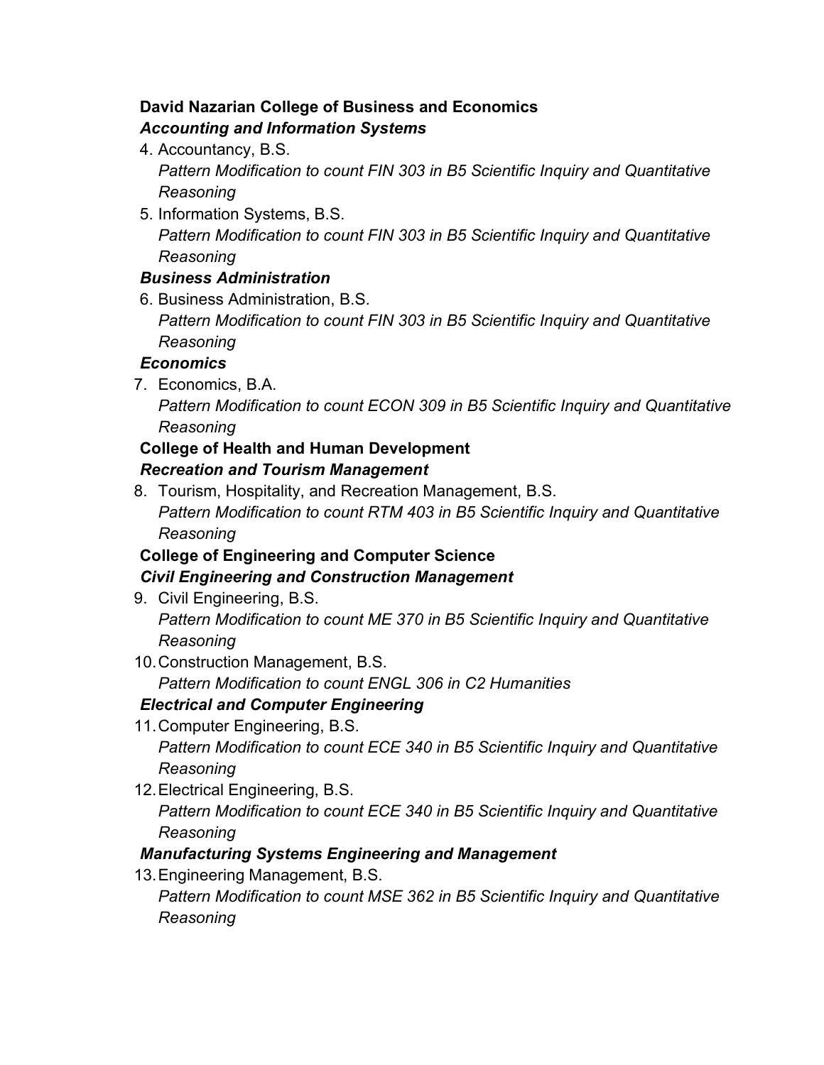**David Nazarian College of Business and Economics**

***Accounting and Information Systems***

4. Accountancy, B.S.
   *Pattern Modification to count FIN 303 in B5 Scientific Inquiry and Quantitative Reasoning*
5. Information Systems, B.S.
   *Pattern Modification to count FIN 303 in B5 Scientific Inquiry and Quantitative Reasoning*

***Business Administration***

6. Business Administration, B.S.
   *Pattern Modification to count FIN 303 in B5 Scientific Inquiry and Quantitative Reasoning*

***Economics***

7. Economics, B.A.
   *Pattern Modification to count ECON 309 in B5 Scientific Inquiry and Quantitative Reasoning*

**College of Health and Human Development**

***Recreation and Tourism Management***

8. Tourism, Hospitality, and Recreation Management, B.S.
   *Pattern Modification to count RTM 403 in B5 Scientific Inquiry and Quantitative Reasoning*

**College of Engineering and Computer Science**

***Civil Engineering and Construction Management***

9. Civil Engineering, B.S.
   *Pattern Modification to count ME 370 in B5 Scientific Inquiry and Quantitative Reasoning*
10. Construction Management, B.S.
    *Pattern Modification to count ENGL 306 in C2 Humanities*

***Electrical and Computer Engineering***

11. Computer Engineering, B.S.
    *Pattern Modification to count ECE 340 in B5 Scientific Inquiry and Quantitative Reasoning*
12. Electrical Engineering, B.S.
    *Pattern Modification to count ECE 340 in B5 Scientific Inquiry and Quantitative Reasoning*

***Manufacturing Systems Engineering and Management***

13. Engineering Management, B.S.
    *Pattern Modification to count MSE 362 in B5 Scientific Inquiry and Quantitative Reasoning*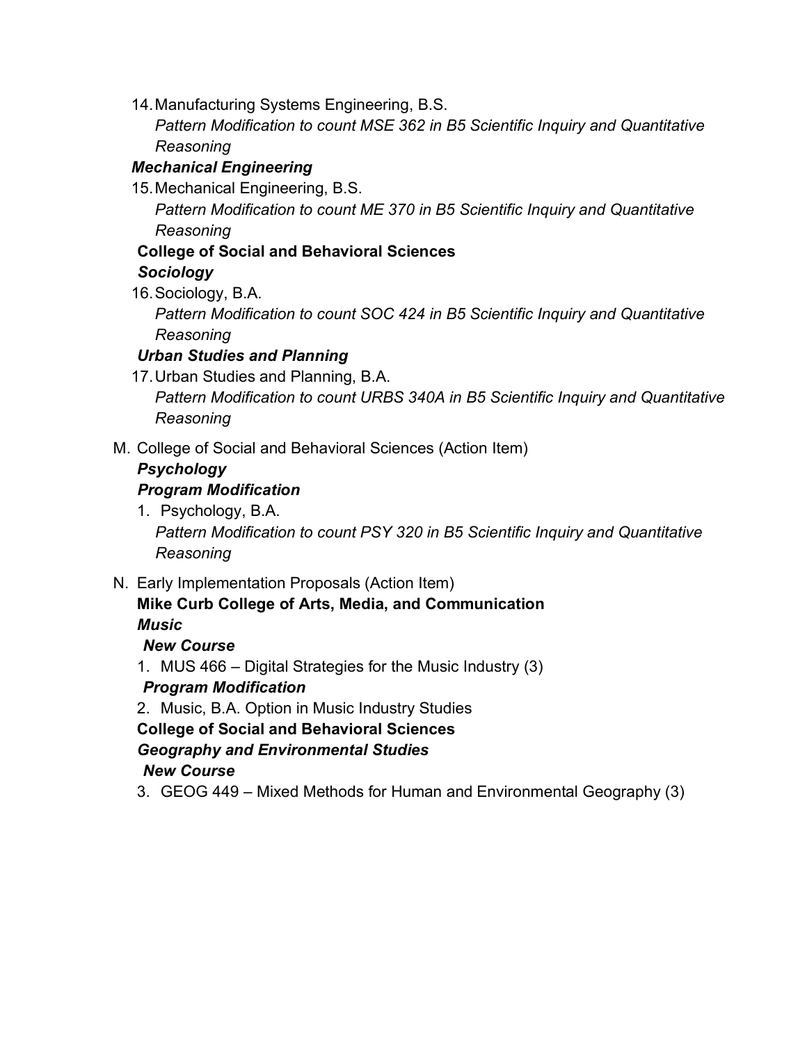14. Manufacturing Systems Engineering, B.S.
    *Pattern Modification to count MSE 362 in B5 Scientific Inquiry and Quantitative Reasoning*

***Mechanical Engineering***

15. Mechanical Engineering, B.S.
    *Pattern Modification to count ME 370 in B5 Scientific Inquiry and Quantitative Reasoning*

**College of Social and Behavioral Sciences**

***Sociology***

16. Sociology, B.A.
    *Pattern Modification to count SOC 424 in B5 Scientific Inquiry and Quantitative Reasoning*

***Urban Studies and Planning***

17. Urban Studies and Planning, B.A.
    *Pattern Modification to count URBS 340A in B5 Scientific Inquiry and Quantitative Reasoning*

M. College of Social and Behavioral Sciences (Action Item)

***Psychology***

***Program Modification***

1. Psychology, B.A.
   *Pattern Modification to count PSY 320 in B5 Scientific Inquiry and Quantitative Reasoning*

N. Early Implementation Proposals (Action Item)

**Mike Curb College of Arts, Media, and Communication**

***Music***

***New Course***

1. MUS 466 – Digital Strategies for the Music Industry (3)

***Program Modification***

2. Music, B.A. Option in Music Industry Studies

**College of Social and Behavioral Sciences**

***Geography and Environmental Studies***

***New Course***

3. GEOG 449 – Mixed Methods for Human and Environmental Geography (3)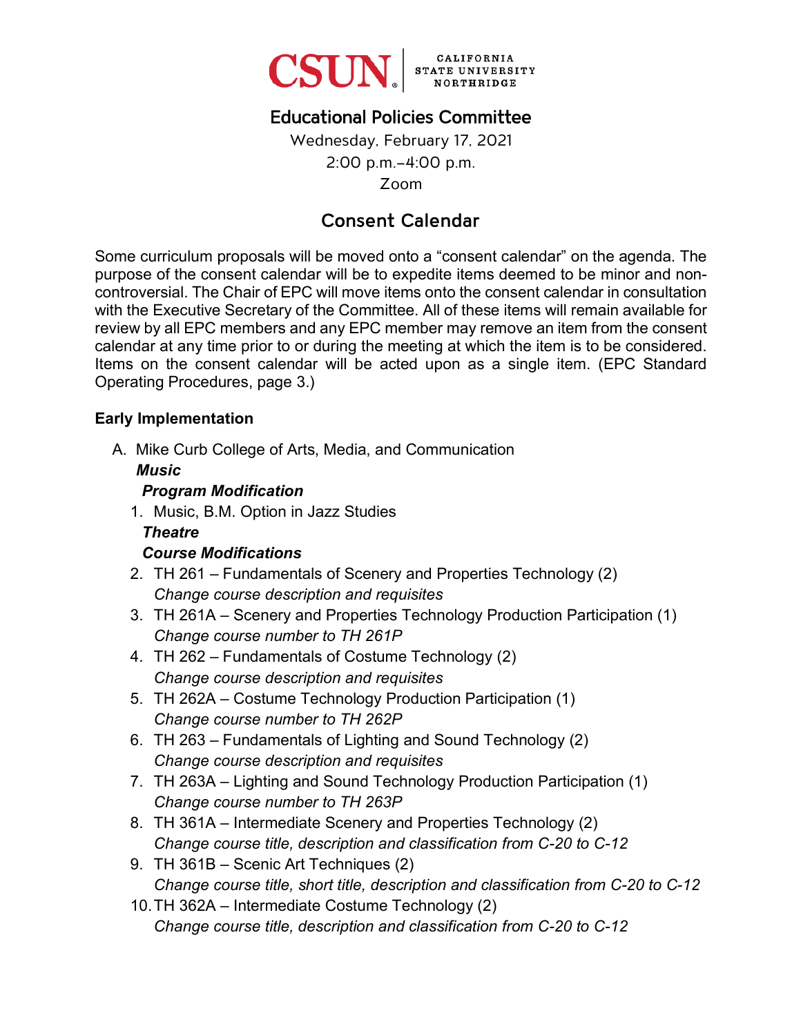CSUN | CALIFORNIA STATE UNIVERSITY NORTHRIDGE

# Educational Policies Committee

Wednesday, February 17, 2021
2:00 p.m.–4:00 p.m.
Zoom

## Consent Calendar

Some curriculum proposals will be moved onto a "consent calendar" on the agenda. The purpose of the consent calendar will be to expedite items deemed to be minor and non-controversial. The Chair of EPC will move items onto the consent calendar in consultation with the Executive Secretary of the Committee. All of these items will remain available for review by all EPC members and any EPC member may remove an item from the consent calendar at any time prior to or during the meeting at which the item is to be considered. Items on the consent calendar will be acted upon as a single item. (EPC Standard Operating Procedures, page 3.)

**Early Implementation**

A. Mike Curb College of Arts, Media, and Communication

***Music***

***Program Modification***

1. Music, B.M. Option in Jazz Studies

***Theatre***

***Course Modifications***

2. TH 261 – Fundamentals of Scenery and Properties Technology (2)
   *Change course description and requisites*
3. TH 261A – Scenery and Properties Technology Production Participation (1)
   *Change course number to TH 261P*
4. TH 262 – Fundamentals of Costume Technology (2)
   *Change course description and requisites*
5. TH 262A – Costume Technology Production Participation (1)
   *Change course number to TH 262P*
6. TH 263 – Fundamentals of Lighting and Sound Technology (2)
   *Change course description and requisites*
7. TH 263A – Lighting and Sound Technology Production Participation (1)
   *Change course number to TH 263P*
8. TH 361A – Intermediate Scenery and Properties Technology (2)
   *Change course title, description and classification from C-20 to C-12*
9. TH 361B – Scenic Art Techniques (2)
   *Change course title, short title, description and classification from C-20 to C-12*
10. TH 362A – Intermediate Costume Technology (2)
    *Change course title, description and classification from C-20 to C-12*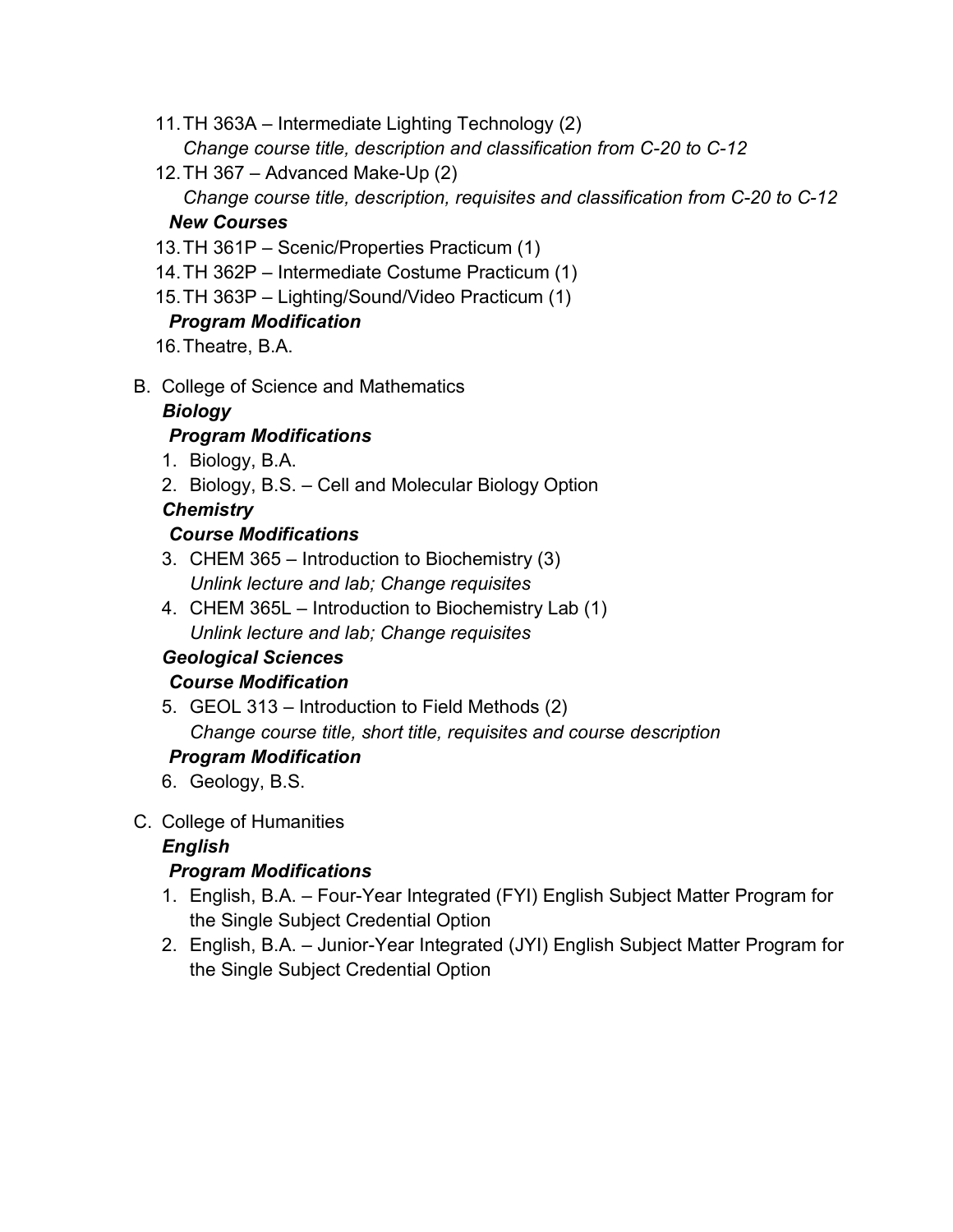11. TH 363A – Intermediate Lighting Technology (2)
    *Change course title, description and classification from C-20 to C-12*
12. TH 367 – Advanced Make-Up (2)
    *Change course title, description, requisites and classification from C-20 to C-12*

***New Courses***

13. TH 361P – Scenic/Properties Practicum (1)
14. TH 362P – Intermediate Costume Practicum (1)
15. TH 363P – Lighting/Sound/Video Practicum (1)

***Program Modification***

16. Theatre, B.A.

B. College of Science and Mathematics

***Biology***

***Program Modifications***

1. Biology, B.A.
2. Biology, B.S. – Cell and Molecular Biology Option

***Chemistry***

***Course Modifications***

3. CHEM 365 – Introduction to Biochemistry (3)
   *Unlink lecture and lab; Change requisites*
4. CHEM 365L – Introduction to Biochemistry Lab (1)
   *Unlink lecture and lab; Change requisites*

***Geological Sciences***

***Course Modification***

5. GEOL 313 – Introduction to Field Methods (2)
   *Change course title, short title, requisites and course description*

***Program Modification***

6. Geology, B.S.

C. College of Humanities

***English***

***Program Modifications***

1. English, B.A. – Four-Year Integrated (FYI) English Subject Matter Program for the Single Subject Credential Option
2. English, B.A. – Junior-Year Integrated (JYI) English Subject Matter Program for the Single Subject Credential Option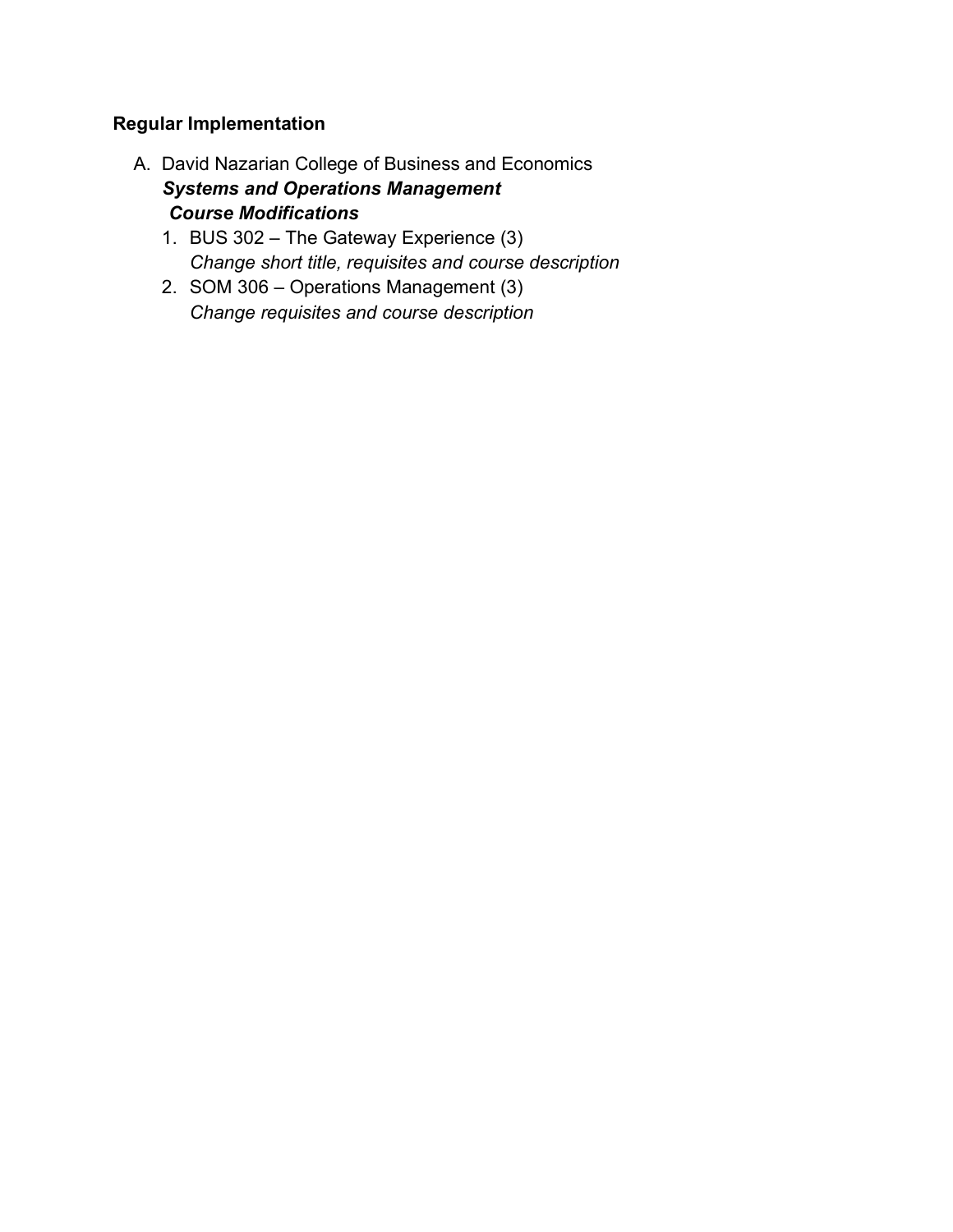**Regular Implementation**

A. David Nazarian College of Business and Economics
   ***Systems and Operations Management***
   ***Course Modifications***
   1. BUS 302 – The Gateway Experience (3)
      *Change short title, requisites and course description*
   2. SOM 306 – Operations Management (3)
      *Change requisites and course description*